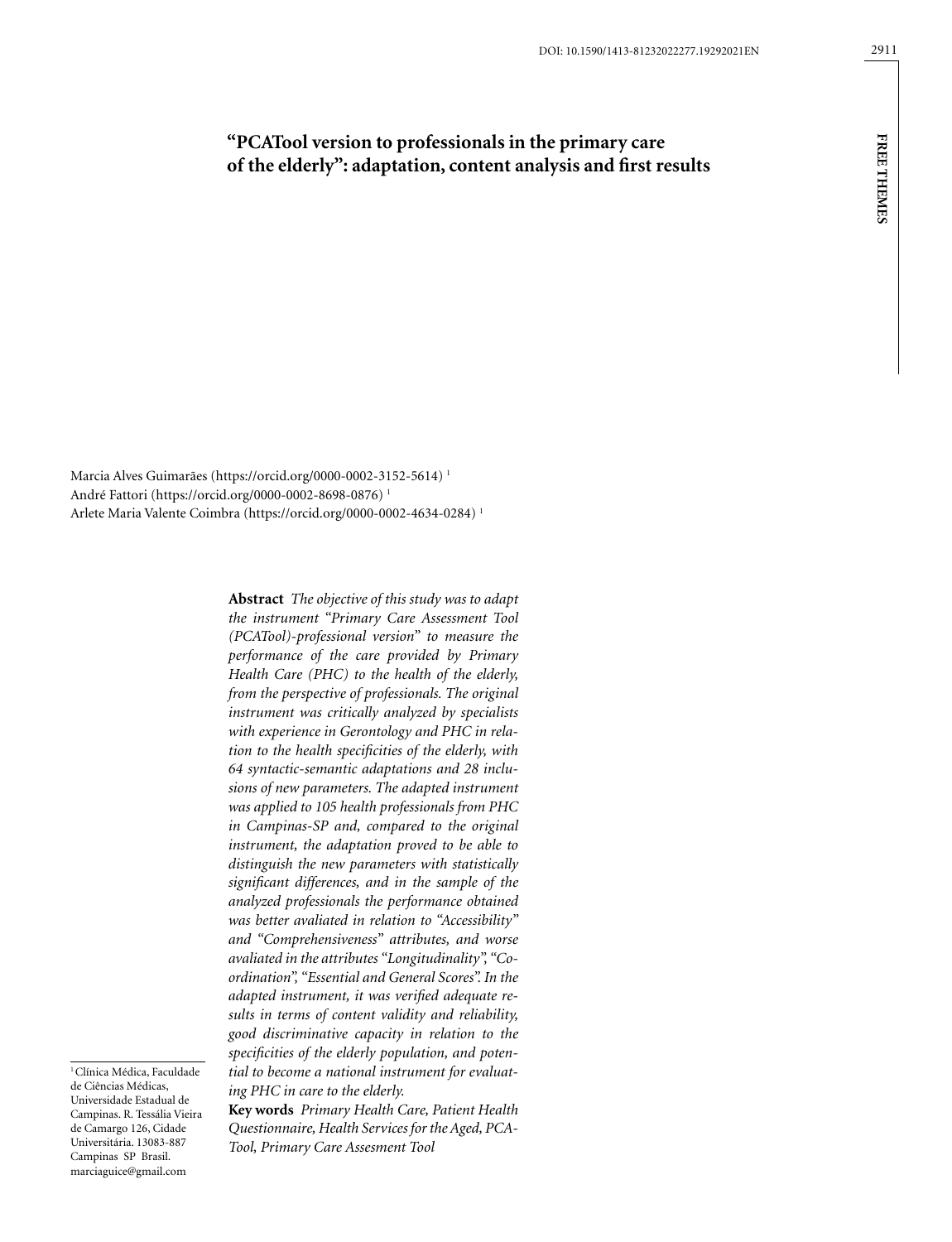# "PCATool version to professionals in the primary care of the elderly": adaptation, content analysis and first results

Marcia Alves Guimarães (https://orcid.org/0000-0002-3152-5614) [1]
André Fattori (https://orcid.org/0000-0002-8698-0876) [1]
Arlete Maria Valente Coimbra (https://orcid.org/0000-0002-4634-0284) [1]

[1] Clínica Médica, Faculdade de Ciências Médicas, Universidade Estadual de Campinas. R. Tessália Vieira de Camargo 126, Cidade Universitária. 13083-887 Campinas SP Brasil. marciaguice@gmail.com

**Abstract** *The objective of this study was to adapt the instrument "Primary Care Assessment Tool (PCATool)-professional version" to measure the performance of the care provided by Primary Health Care (PHC) to the health of the elderly, from the perspective of professionals. The original instrument was critically analyzed by specialists with experience in Gerontology and PHC in relation to the health specificities of the elderly, with 64 syntactic-semantic adaptations and 28 inclusions of new parameters. The adapted instrument was applied to 105 health professionals from PHC in Campinas-SP and, compared to the original instrument, the adaptation proved to be able to distinguish the new parameters with statistically significant differences, and in the sample of the analyzed professionals the performance obtained was better avaliated in relation to "Accessibility" and "Comprehensiveness" attributes, and worse avaliated in the attributes "Longitudinality", "Coordination", "Essential and General Scores". In the adapted instrument, it was verified adequate results in terms of content validity and reliability, good discriminative capacity in relation to the specificities of the elderly population, and potential to become a national instrument for evaluating PHC in care to the elderly.*

**Key words** *Primary Health Care, Patient Health Questionnaire, Health Services for the Aged, PCA-Tool, Primary Care Assesment Tool*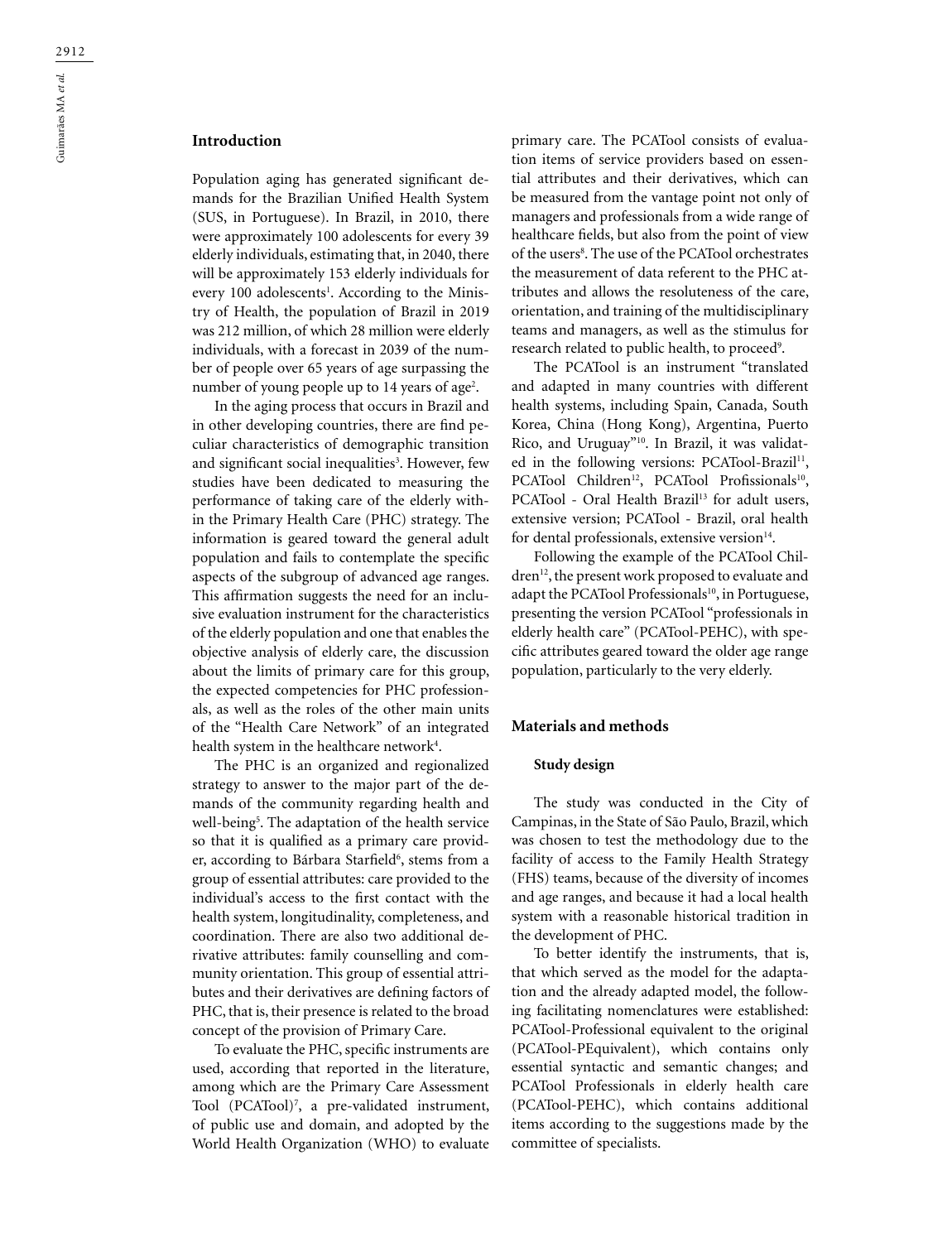## Introduction

Population aging has generated significant demands for the Brazilian Unified Health System (SUS, in Portuguese). In Brazil, in 2010, there were approximately 100 adolescents for every 39 elderly individuals, estimating that, in 2040, there will be approximately 153 elderly individuals for every 100 adolescents[1]. According to the Ministry of Health, the population of Brazil in 2019 was 212 million, of which 28 million were elderly individuals, with a forecast in 2039 of the number of people over 65 years of age surpassing the number of young people up to 14 years of age[2].

In the aging process that occurs in Brazil and in other developing countries, there are find peculiar characteristics of demographic transition and significant social inequalities[3]. However, few studies have been dedicated to measuring the performance of taking care of the elderly within the Primary Health Care (PHC) strategy. The information is geared toward the general adult population and fails to contemplate the specific aspects of the subgroup of advanced age ranges. This affirmation suggests the need for an inclusive evaluation instrument for the characteristics of the elderly population and one that enables the objective analysis of elderly care, the discussion about the limits of primary care for this group, the expected competencies for PHC professionals, as well as the roles of the other main units of the "Health Care Network" of an integrated health system in the healthcare network[4].

The PHC is an organized and regionalized strategy to answer to the major part of the demands of the community regarding health and well-being[5]. The adaptation of the health service so that it is qualified as a primary care provider, according to Bárbara Starfield[6], stems from a group of essential attributes: care provided to the individual's access to the first contact with the health system, longitudinality, completeness, and coordination. There are also two additional derivative attributes: family counselling and community orientation. This group of essential attributes and their derivatives are defining factors of PHC, that is, their presence is related to the broad concept of the provision of Primary Care.

To evaluate the PHC, specific instruments are used, according that reported in the literature, among which are the Primary Care Assessment Tool (PCATool)[7], a pre-validated instrument, of public use and domain, and adopted by the World Health Organization (WHO) to evaluate primary care. The PCATool consists of evaluation items of service providers based on essential attributes and their derivatives, which can be measured from the vantage point not only of managers and professionals from a wide range of healthcare fields, but also from the point of view of the users[8]. The use of the PCATool orchestrates the measurement of data referent to the PHC attributes and allows the resoluteness of the care, orientation, and training of the multidisciplinary teams and managers, as well as the stimulus for research related to public health, to proceed[9].

The PCATool is an instrument "translated and adapted in many countries with different health systems, including Spain, Canada, South Korea, China (Hong Kong), Argentina, Puerto Rico, and Uruguay"[10]. In Brazil, it was validated in the following versions: PCATool-Brazil[11], PCATool Children[12], PCATool Profissionals[10], PCATool - Oral Health Brazil[13] for adult users, extensive version; PCATool - Brazil, oral health for dental professionals, extensive version[14].

Following the example of the PCATool Children[12], the present work proposed to evaluate and adapt the PCATool Professionals[10], in Portuguese, presenting the version PCATool "professionals in elderly health care" (PCATool-PEHC), with specific attributes geared toward the older age range population, particularly to the very elderly.

## Materials and methods

### Study design

The study was conducted in the City of Campinas, in the State of São Paulo, Brazil, which was chosen to test the methodology due to the facility of access to the Family Health Strategy (FHS) teams, because of the diversity of incomes and age ranges, and because it had a local health system with a reasonable historical tradition in the development of PHC.

To better identify the instruments, that is, that which served as the model for the adaptation and the already adapted model, the following facilitating nomenclatures were established: PCATool-Professional equivalent to the original (PCATool-PEquivalent), which contains only essential syntactic and semantic changes; and PCATool Professionals in elderly health care (PCATool-PEHC), which contains additional items according to the suggestions made by the committee of specialists.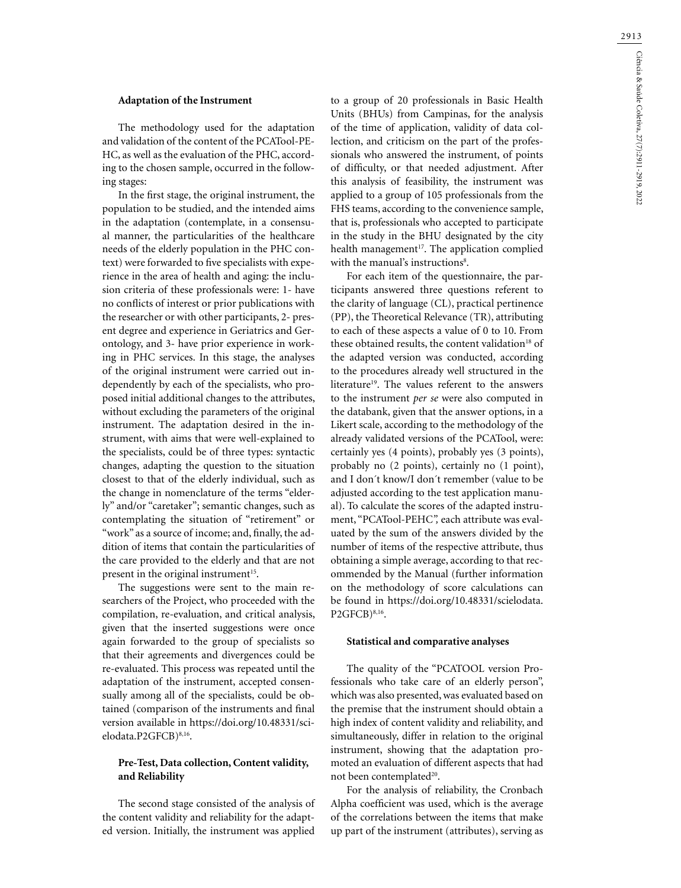### Adaptation of the Instrument

The methodology used for the adaptation and validation of the content of the PCATool-PEHC, as well as the evaluation of the PHC, according to the chosen sample, occurred in the following stages:

In the first stage, the original instrument, the population to be studied, and the intended aims in the adaptation (contemplate, in a consensual manner, the particularities of the healthcare needs of the elderly population in the PHC context) were forwarded to five specialists with experience in the area of health and aging: the inclusion criteria of these professionals were: 1- have no conflicts of interest or prior publications with the researcher or with other participants, 2- present degree and experience in Geriatrics and Gerontology, and 3- have prior experience in working in PHC services. In this stage, the analyses of the original instrument were carried out independently by each of the specialists, who proposed initial additional changes to the attributes, without excluding the parameters of the original instrument. The adaptation desired in the instrument, with aims that were well-explained to the specialists, could be of three types: syntactic changes, adapting the question to the situation closest to that of the elderly individual, such as the change in nomenclature of the terms "elderly" and/or "caretaker"; semantic changes, such as contemplating the situation of "retirement" or "work" as a source of income; and, finally, the addition of items that contain the particularities of the care provided to the elderly and that are not present in the original instrument[15].

The suggestions were sent to the main researchers of the Project, who proceeded with the compilation, re-evaluation, and critical analysis, given that the inserted suggestions were once again forwarded to the group of specialists so that their agreements and divergences could be re-evaluated. This process was repeated until the adaptation of the instrument, accepted consensually among all of the specialists, could be obtained (comparison of the instruments and final version available in https://doi.org/10.48331/scielodata.P2GFCB)[8,16].

### Pre-Test, Data collection, Content validity, and Reliability

The second stage consisted of the analysis of the content validity and reliability for the adapted version. Initially, the instrument was applied to a group of 20 professionals in Basic Health Units (BHUs) from Campinas, for the analysis of the time of application, validity of data collection, and criticism on the part of the professionals who answered the instrument, of points of difficulty, or that needed adjustment. After this analysis of feasibility, the instrument was applied to a group of 105 professionals from the FHS teams, according to the convenience sample, that is, professionals who accepted to participate in the study in the BHU designated by the city health management[17]. The application complied with the manual's instructions[8].

For each item of the questionnaire, the participants answered three questions referent to the clarity of language (CL), practical pertinence (PP), the Theoretical Relevance (TR), attributing to each of these aspects a value of 0 to 10. From these obtained results, the content validation[18] of the adapted version was conducted, according to the procedures already well structured in the literature[19]. The values referent to the answers to the instrument *per se* were also computed in the databank, given that the answer options, in a Likert scale, according to the methodology of the already validated versions of the PCATool, were: certainly yes (4 points), probably yes (3 points), probably no (2 points), certainly no (1 point), and I don´t know/I don´t remember (value to be adjusted according to the test application manual). To calculate the scores of the adapted instrument, "PCATool-PEHC", each attribute was evaluated by the sum of the answers divided by the number of items of the respective attribute, thus obtaining a simple average, according to that recommended by the Manual (further information on the methodology of score calculations can be found in https://doi.org/10.48331/scielodata.P2GFCB)[8,16].

### Statistical and comparative analyses

The quality of the "PCATOOL version Professionals who take care of an elderly person", which was also presented, was evaluated based on the premise that the instrument should obtain a high index of content validity and reliability, and simultaneously, differ in relation to the original instrument, showing that the adaptation promoted an evaluation of different aspects that had not been contemplated[20].

For the analysis of reliability, the Cronbach Alpha coefficient was used, which is the average of the correlations between the items that make up part of the instrument (attributes), serving as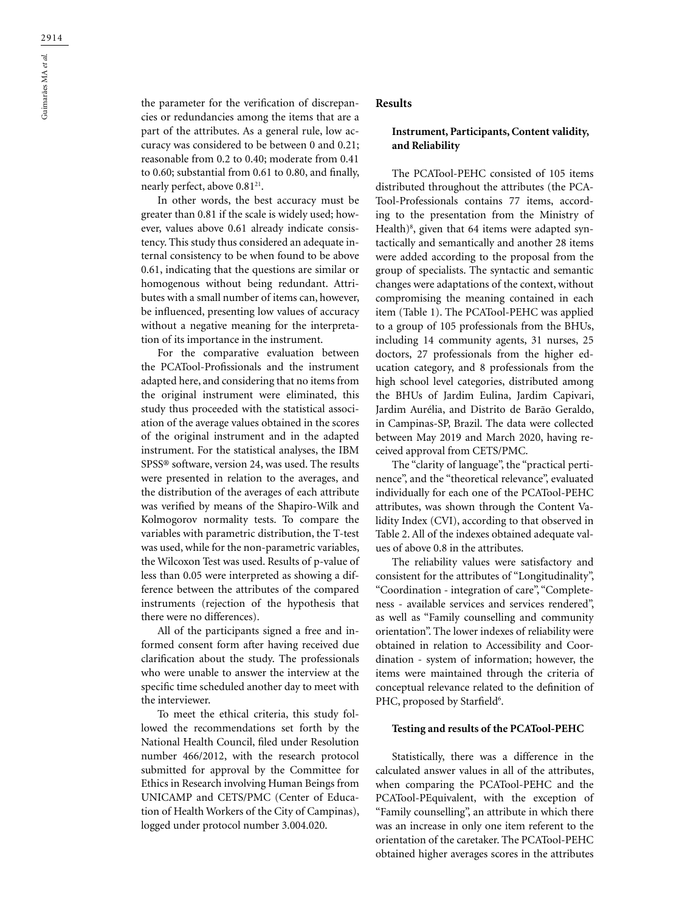the parameter for the verification of discrepancies or redundancies among the items that are a part of the attributes. As a general rule, low accuracy was considered to be between 0 and 0.21; reasonable from 0.2 to 0.40; moderate from 0.41 to 0.60; substantial from 0.61 to 0.80, and finally, nearly perfect, above 0.81[21].

In other words, the best accuracy must be greater than 0.81 if the scale is widely used; however, values above 0.61 already indicate consistency. This study thus considered an adequate internal consistency to be when found to be above 0.61, indicating that the questions are similar or homogenous without being redundant. Attributes with a small number of items can, however, be influenced, presenting low values of accuracy without a negative meaning for the interpretation of its importance in the instrument.

For the comparative evaluation between the PCATool-Profissionals and the instrument adapted here, and considering that no items from the original instrument were eliminated, this study thus proceeded with the statistical association of the average values obtained in the scores of the original instrument and in the adapted instrument. For the statistical analyses, the IBM SPSS® software, version 24, was used. The results were presented in relation to the averages, and the distribution of the averages of each attribute was verified by means of the Shapiro-Wilk and Kolmogorov normality tests. To compare the variables with parametric distribution, the T-test was used, while for the non-parametric variables, the Wilcoxon Test was used. Results of p-value of less than 0.05 were interpreted as showing a difference between the attributes of the compared instruments (rejection of the hypothesis that there were no differences).

All of the participants signed a free and informed consent form after having received due clarification about the study. The professionals who were unable to answer the interview at the specific time scheduled another day to meet with the interviewer.

To meet the ethical criteria, this study followed the recommendations set forth by the National Health Council, filed under Resolution number 466/2012, with the research protocol submitted for approval by the Committee for Ethics in Research involving Human Beings from UNICAMP and CETS/PMC (Center of Education of Health Workers of the City of Campinas), logged under protocol number 3.004.020.

## Results

### Instrument, Participants, Content validity, and Reliability

The PCATool-PEHC consisted of 105 items distributed throughout the attributes (the PCATool-Professionals contains 77 items, according to the presentation from the Ministry of Health)[8], given that 64 items were adapted syntactically and semantically and another 28 items were added according to the proposal from the group of specialists. The syntactic and semantic changes were adaptations of the context, without compromising the meaning contained in each item (Table 1). The PCATool-PEHC was applied to a group of 105 professionals from the BHUs, including 14 community agents, 31 nurses, 25 doctors, 27 professionals from the higher education category, and 8 professionals from the high school level categories, distributed among the BHUs of Jardim Eulina, Jardim Capivari, Jardim Aurélia, and Distrito de Barão Geraldo, in Campinas-SP, Brazil. The data were collected between May 2019 and March 2020, having received approval from CETS/PMC.

The "clarity of language", the "practical pertinence", and the "theoretical relevance", evaluated individually for each one of the PCATool-PEHC attributes, was shown through the Content Validity Index (CVI), according to that observed in Table 2. All of the indexes obtained adequate values of above 0.8 in the attributes.

The reliability values were satisfactory and consistent for the attributes of "Longitudinality", "Coordination - integration of care", "Completeness - available services and services rendered", as well as "Family counselling and community orientation". The lower indexes of reliability were obtained in relation to Accessibility and Coordination - system of information; however, the items were maintained through the criteria of conceptual relevance related to the definition of PHC, proposed by Starfield[6].

### Testing and results of the PCATool-PEHC

Statistically, there was a difference in the calculated answer values in all of the attributes, when comparing the PCATool-PEHC and the PCATool-PEquivalent, with the exception of "Family counselling", an attribute in which there was an increase in only one item referent to the orientation of the caretaker. The PCATool-PEHC obtained higher averages scores in the attributes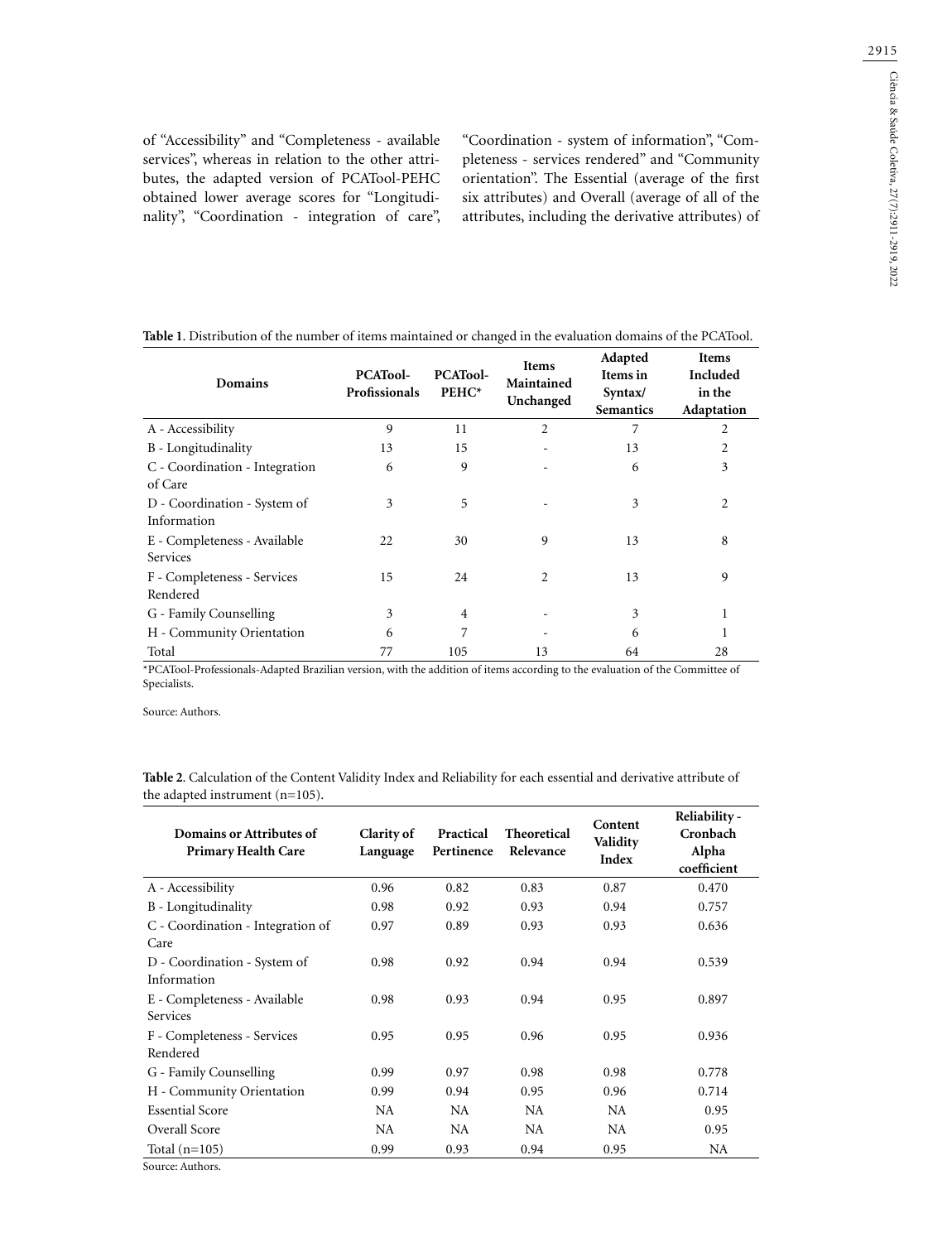of "Accessibility" and "Completeness - available services", whereas in relation to the other attributes, the adapted version of PCATool-PEHC obtained lower average scores for "Longitudinality", "Coordination - integration of care", "Coordination - system of information", "Completeness - services rendered" and "Community orientation". The Essential (average of the first six attributes) and Overall (average of all of the attributes, including the derivative attributes) of

**Table 1**. Distribution of the number of items maintained or changed in the evaluation domains of the PCATool.

| Domains | PCATool-Profissionals | PCATool-PEHC* | Items Maintained Unchanged | Adapted Items in Syntax/ Semantics | Items Included in the Adaptation |
|---|---|---|---|---|---|
| A - Accessibility | 9 | 11 | 2 | 7 | 2 |
| B - Longitudinality | 13 | 15 | - | 13 | 2 |
| C - Coordination - Integration of Care | 6 | 9 | - | 6 | 3 |
| D - Coordination - System of Information | 3 | 5 | - | 3 | 2 |
| E - Completeness - Available Services | 22 | 30 | 9 | 13 | 8 |
| F - Completeness - Services Rendered | 15 | 24 | 2 | 13 | 9 |
| G - Family Counselling | 3 | 4 | - | 3 | 1 |
| H - Community Orientation | 6 | 7 | - | 6 | 1 |
| Total | 77 | 105 | 13 | 64 | 28 |

*PCATool-Professionals-Adapted Brazilian version, with the addition of items according to the evaluation of the Committee of Specialists.

Source: Authors.

**Table 2**. Calculation of the Content Validity Index and Reliability for each essential and derivative attribute of the adapted instrument (n=105).

| Domains or Attributes of Primary Health Care | Clarity of Language | Practical Pertinence | Theoretical Relevance | Content Validity Index | Reliability - Cronbach Alpha coefficient |
|---|---|---|---|---|---|
| A - Accessibility | 0.96 | 0.82 | 0.83 | 0.87 | 0.470 |
| B - Longitudinality | 0.98 | 0.92 | 0.93 | 0.94 | 0.757 |
| C - Coordination - Integration of Care | 0.97 | 0.89 | 0.93 | 0.93 | 0.636 |
| D - Coordination - System of Information | 0.98 | 0.92 | 0.94 | 0.94 | 0.539 |
| E - Completeness - Available Services | 0.98 | 0.93 | 0.94 | 0.95 | 0.897 |
| F - Completeness - Services Rendered | 0.95 | 0.95 | 0.96 | 0.95 | 0.936 |
| G - Family Counselling | 0.99 | 0.97 | 0.98 | 0.98 | 0.778 |
| H - Community Orientation | 0.99 | 0.94 | 0.95 | 0.96 | 0.714 |
| Essential Score | NA | NA | NA | NA | 0.95 |
| Overall Score | NA | NA | NA | NA | 0.95 |
| Total (n=105) | 0.99 | 0.93 | 0.94 | 0.95 | NA |

Source: Authors.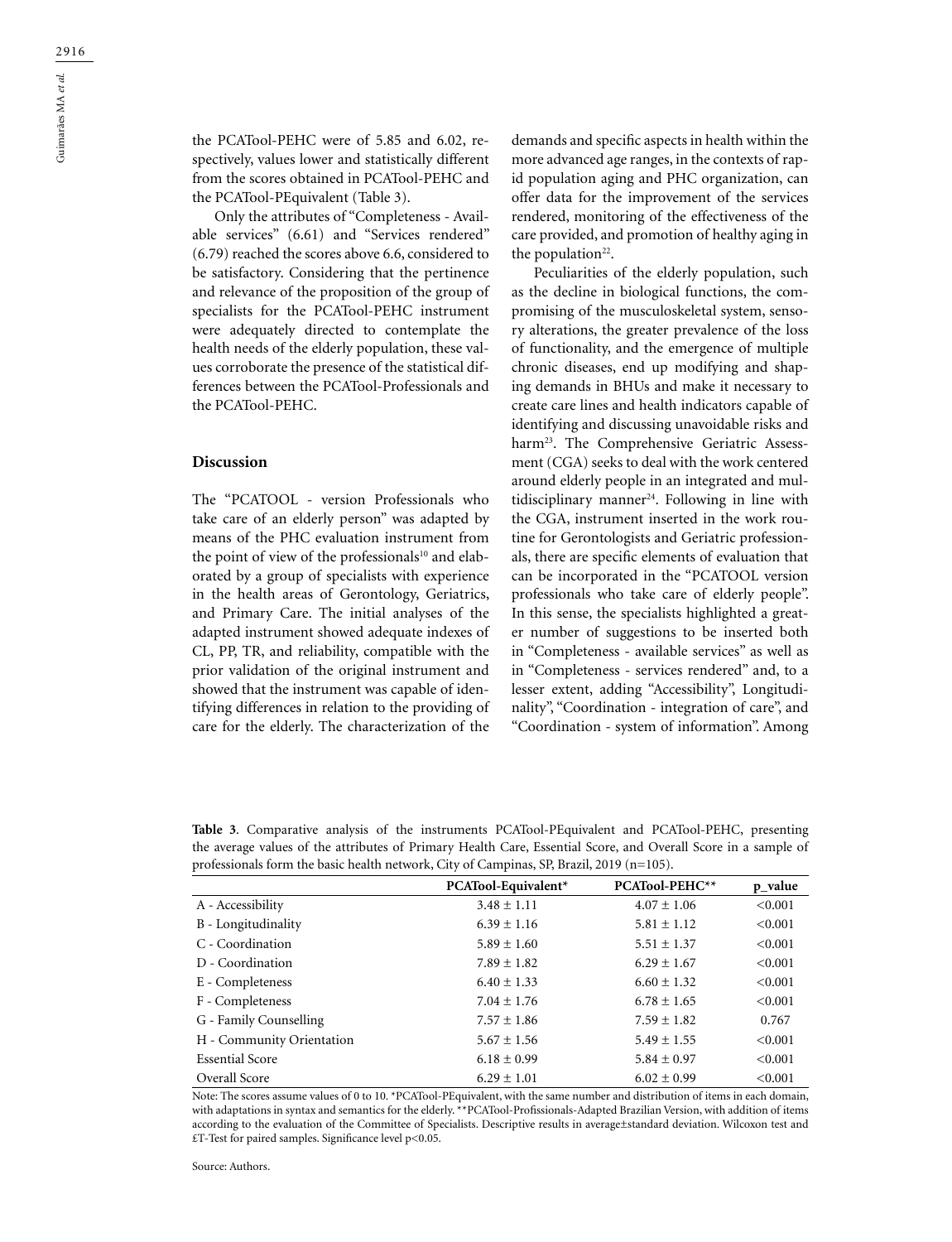the PCATool-PEHC were of 5.85 and 6.02, respectively, values lower and statistically different from the scores obtained in PCATool-PEHC and the PCATool-PEquivalent (Table 3).

Only the attributes of "Completeness - Available services" (6.61) and "Services rendered" (6.79) reached the scores above 6.6, considered to be satisfactory. Considering that the pertinence and relevance of the proposition of the group of specialists for the PCATool-PEHC instrument were adequately directed to contemplate the health needs of the elderly population, these values corroborate the presence of the statistical differences between the PCATool-Professionals and the PCATool-PEHC.

## Discussion

The "PCATOOL - version Professionals who take care of an elderly person" was adapted by means of the PHC evaluation instrument from the point of view of the professionals[10] and elaborated by a group of specialists with experience in the health areas of Gerontology, Geriatrics, and Primary Care. The initial analyses of the adapted instrument showed adequate indexes of CL, PP, TR, and reliability, compatible with the prior validation of the original instrument and showed that the instrument was capable of identifying differences in relation to the providing of care for the elderly. The characterization of the demands and specific aspects in health within the more advanced age ranges, in the contexts of rapid population aging and PHC organization, can offer data for the improvement of the services rendered, monitoring of the effectiveness of the care provided, and promotion of healthy aging in the population[22].

Peculiarities of the elderly population, such as the decline in biological functions, the compromising of the musculoskeletal system, sensory alterations, the greater prevalence of the loss of functionality, and the emergence of multiple chronic diseases, end up modifying and shaping demands in BHUs and make it necessary to create care lines and health indicators capable of identifying and discussing unavoidable risks and harm[23]. The Comprehensive Geriatric Assessment (CGA) seeks to deal with the work centered around elderly people in an integrated and multidisciplinary manner[24]. Following in line with the CGA, instrument inserted in the work routine for Gerontologists and Geriatric professionals, there are specific elements of evaluation that can be incorporated in the "PCATOOL version professionals who take care of elderly people". In this sense, the specialists highlighted a greater number of suggestions to be inserted both in "Completeness - available services" as well as in "Completeness - services rendered" and, to a lesser extent, adding "Accessibility", Longitudinality", "Coordination - integration of care", and "Coordination - system of information". Among

**Table 3**. Comparative analysis of the instruments PCATool-PEquivalent and PCATool-PEHC, presenting the average values of the attributes of Primary Health Care, Essential Score, and Overall Score in a sample of professionals form the basic health network, City of Campinas, SP, Brazil, 2019 (n=105).

| | PCATool-Equivalent* | PCATool-PEHC** | p_value |
|---|---|---|---|
| A - Accessibility | 3.48 ± 1.11 | 4.07 ± 1.06 | <0.001 |
| B - Longitudinality | 6.39 ± 1.16 | 5.81 ± 1.12 | <0.001 |
| C - Coordination | 5.89 ± 1.60 | 5.51 ± 1.37 | <0.001 |
| D - Coordination | 7.89 ± 1.82 | 6.29 ± 1.67 | <0.001 |
| E - Completeness | 6.40 ± 1.33 | 6.60 ± 1.32 | <0.001 |
| F - Completeness | 7.04 ± 1.76 | 6.78 ± 1.65 | <0.001 |
| G - Family Counselling | 7.57 ± 1.86 | 7.59 ± 1.82 | 0.767 |
| H - Community Orientation | 5.67 ± 1.56 | 5.49 ± 1.55 | <0.001 |
| Essential Score | 6.18 ± 0.99 | 5.84 ± 0.97 | <0.001 |
| Overall Score | 6.29 ± 1.01 | 6.02 ± 0.99 | <0.001 |

Note: The scores assume values of 0 to 10. *PCATool-PEquivalent, with the same number and distribution of items in each domain, with adaptations in syntax and semantics for the elderly. **PCATool-Profissionals-Adapted Brazilian Version, with addition of items according to the evaluation of the Committee of Specialists. Descriptive results in average±standard deviation. Wilcoxon test and £T-Test for paired samples. Significance level p<0.05.

Source: Authors.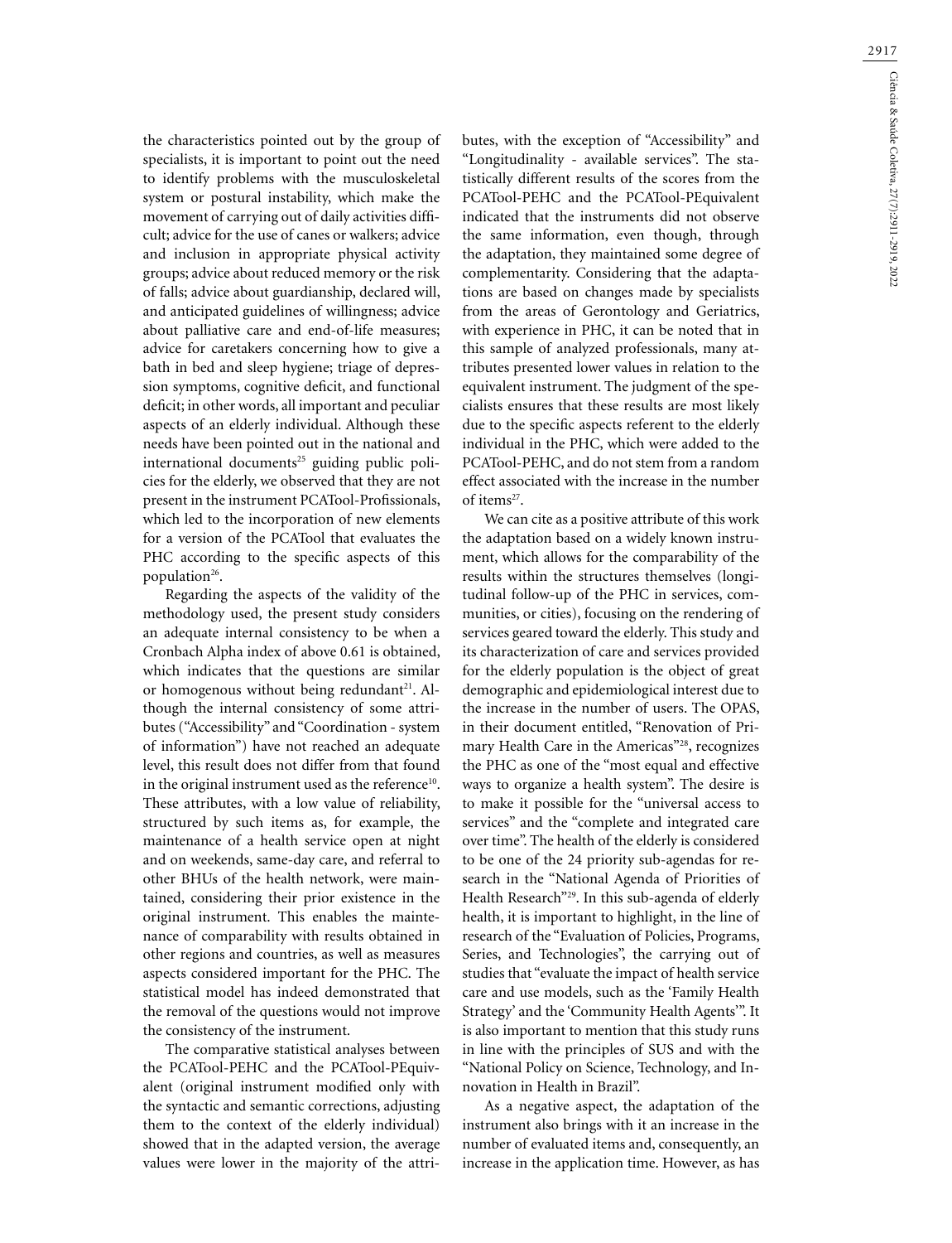the characteristics pointed out by the group of specialists, it is important to point out the need to identify problems with the musculoskeletal system or postural instability, which make the movement of carrying out of daily activities difficult; advice for the use of canes or walkers; advice and inclusion in appropriate physical activity groups; advice about reduced memory or the risk of falls; advice about guardianship, declared will, and anticipated guidelines of willingness; advice about palliative care and end-of-life measures; advice for caretakers concerning how to give a bath in bed and sleep hygiene; triage of depression symptoms, cognitive deficit, and functional deficit; in other words, all important and peculiar aspects of an elderly individual. Although these needs have been pointed out in the national and international documents[25] guiding public policies for the elderly, we observed that they are not present in the instrument PCATool-Profissionals, which led to the incorporation of new elements for a version of the PCATool that evaluates the PHC according to the specific aspects of this population[26].

Regarding the aspects of the validity of the methodology used, the present study considers an adequate internal consistency to be when a Cronbach Alpha index of above 0.61 is obtained, which indicates that the questions are similar or homogenous without being redundant[21]. Although the internal consistency of some attributes ("Accessibility" and "Coordination - system of information") have not reached an adequate level, this result does not differ from that found in the original instrument used as the reference[10]. These attributes, with a low value of reliability, structured by such items as, for example, the maintenance of a health service open at night and on weekends, same-day care, and referral to other BHUs of the health network, were maintained, considering their prior existence in the original instrument. This enables the maintenance of comparability with results obtained in other regions and countries, as well as measures aspects considered important for the PHC. The statistical model has indeed demonstrated that the removal of the questions would not improve the consistency of the instrument.

The comparative statistical analyses between the PCATool-PEHC and the PCATool-PEquivalent (original instrument modified only with the syntactic and semantic corrections, adjusting them to the context of the elderly individual) showed that in the adapted version, the average values were lower in the majority of the attributes, with the exception of "Accessibility" and "Longitudinality - available services". The statistically different results of the scores from the PCATool-PEHC and the PCATool-PEquivalent indicated that the instruments did not observe the same information, even though, through the adaptation, they maintained some degree of complementarity. Considering that the adaptations are based on changes made by specialists from the areas of Gerontology and Geriatrics, with experience in PHC, it can be noted that in this sample of analyzed professionals, many attributes presented lower values in relation to the equivalent instrument. The judgment of the specialists ensures that these results are most likely due to the specific aspects referent to the elderly individual in the PHC, which were added to the PCATool-PEHC, and do not stem from a random effect associated with the increase in the number of items[27].

We can cite as a positive attribute of this work the adaptation based on a widely known instrument, which allows for the comparability of the results within the structures themselves (longitudinal follow-up of the PHC in services, communities, or cities), focusing on the rendering of services geared toward the elderly. This study and its characterization of care and services provided for the elderly population is the object of great demographic and epidemiological interest due to the increase in the number of users. The OPAS, in their document entitled, "Renovation of Primary Health Care in the Americas"[28], recognizes the PHC as one of the "most equal and effective ways to organize a health system". The desire is to make it possible for the "universal access to services" and the "complete and integrated care over time". The health of the elderly is considered to be one of the 24 priority sub-agendas for research in the "National Agenda of Priorities of Health Research"[29]. In this sub-agenda of elderly health, it is important to highlight, in the line of research of the "Evaluation of Policies, Programs, Series, and Technologies", the carrying out of studies that "evaluate the impact of health service care and use models, such as the 'Family Health Strategy' and the 'Community Health Agents'". It is also important to mention that this study runs in line with the principles of SUS and with the "National Policy on Science, Technology, and Innovation in Health in Brazil".

As a negative aspect, the adaptation of the instrument also brings with it an increase in the number of evaluated items and, consequently, an increase in the application time. However, as has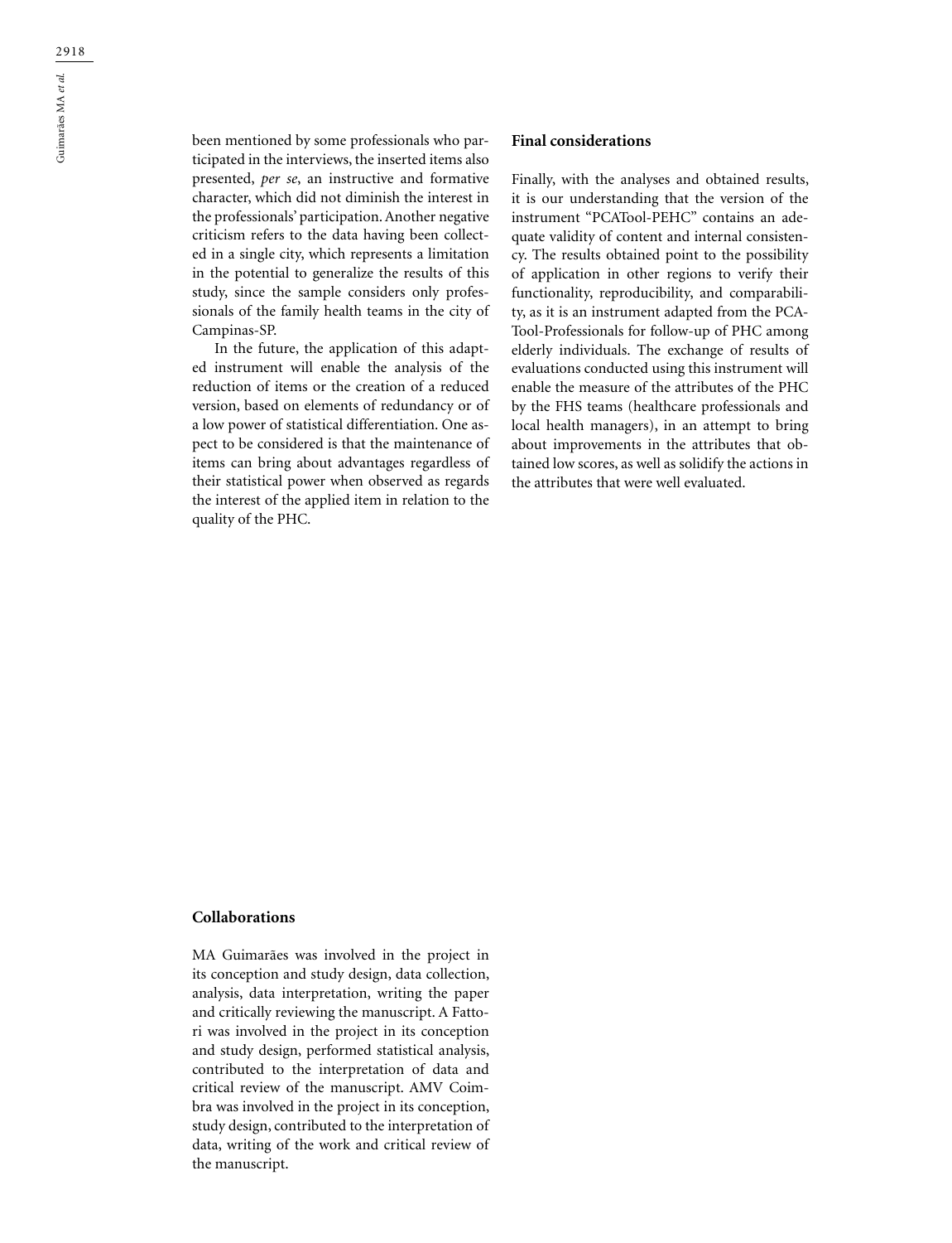been mentioned by some professionals who participated in the interviews, the inserted items also presented, *per se*, an instructive and formative character, which did not diminish the interest in the professionals' participation. Another negative criticism refers to the data having been collected in a single city, which represents a limitation in the potential to generalize the results of this study, since the sample considers only professionals of the family health teams in the city of Campinas-SP.

In the future, the application of this adapted instrument will enable the analysis of the reduction of items or the creation of a reduced version, based on elements of redundancy or of a low power of statistical differentiation. One aspect to be considered is that the maintenance of items can bring about advantages regardless of their statistical power when observed as regards the interest of the applied item in relation to the quality of the PHC.

## Final considerations

Finally, with the analyses and obtained results, it is our understanding that the version of the instrument "PCATool-PEHC" contains an adequate validity of content and internal consistency. The results obtained point to the possibility of application in other regions to verify their functionality, reproducibility, and comparability, as it is an instrument adapted from the PCATool-Professionals for follow-up of PHC among elderly individuals. The exchange of results of evaluations conducted using this instrument will enable the measure of the attributes of the PHC by the FHS teams (healthcare professionals and local health managers), in an attempt to bring about improvements in the attributes that obtained low scores, as well as solidify the actions in the attributes that were well evaluated.

## Collaborations

MA Guimarães was involved in the project in its conception and study design, data collection, analysis, data interpretation, writing the paper and critically reviewing the manuscript. A Fattori was involved in the project in its conception and study design, performed statistical analysis, contributed to the interpretation of data and critical review of the manuscript. AMV Coimbra was involved in the project in its conception, study design, contributed to the interpretation of data, writing of the work and critical review of the manuscript.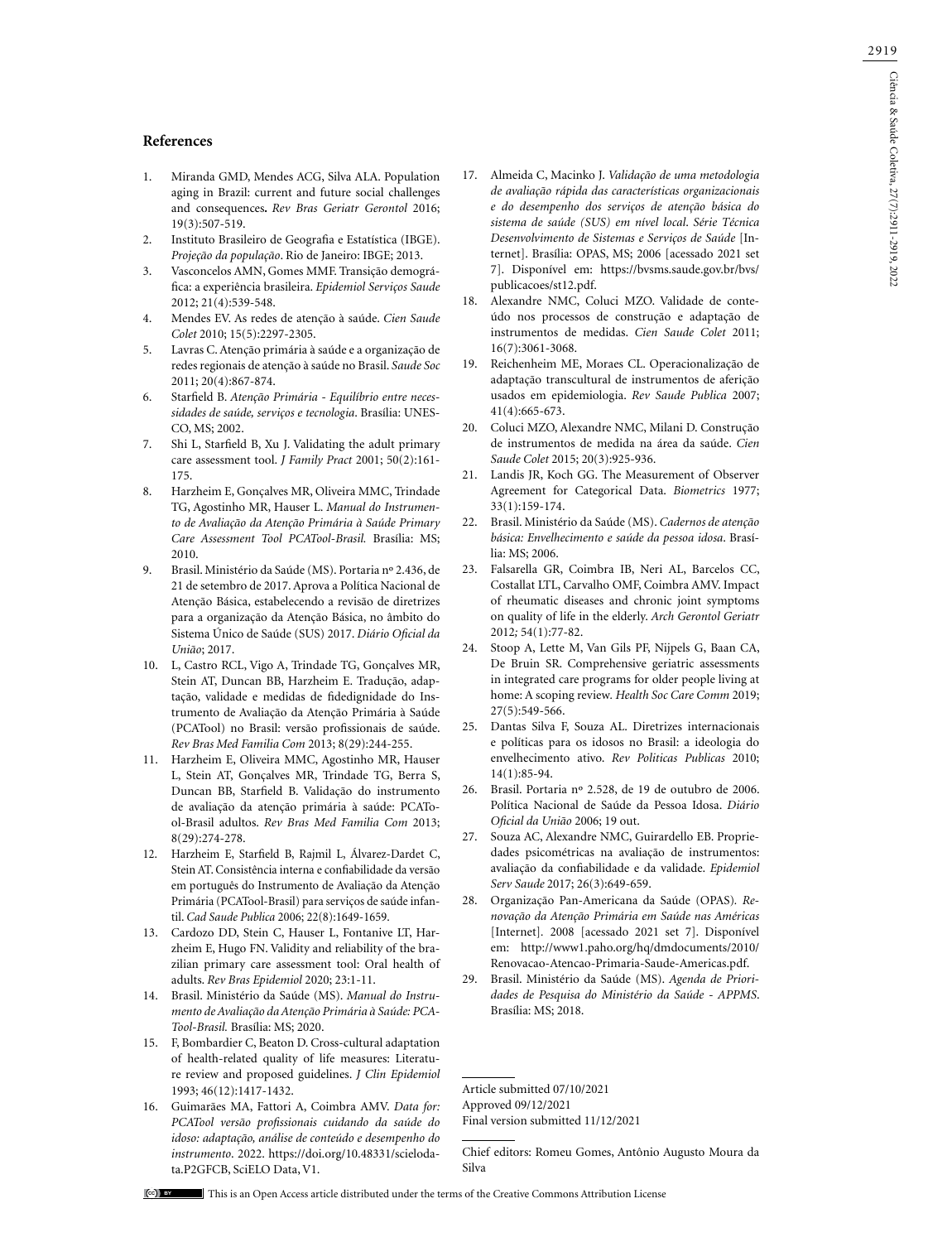## References

1. Miranda GMD, Mendes ACG, Silva ALA. Population aging in Brazil: current and future social challenges and consequences**.** *Rev Bras Geriatr Gerontol* 2016; 19(3):507-519.
2. Instituto Brasileiro de Geografia e Estatística (IBGE). *Projeção da população*. Rio de Janeiro: IBGE; 2013.
3. Vasconcelos AMN, Gomes MMF. Transição demográfica: a experiência brasileira. *Epidemiol Serviços Saude* 2012; 21(4):539-548.
4. Mendes EV. As redes de atenção à saúde. *Cien Saude Colet* 2010; 15(5):2297-2305.
5. Lavras C. Atenção primária à saúde e a organização de redes regionais de atenção à saúde no Brasil. *Saude Soc* 2011; 20(4):867-874.
6. Starfield B. *Atenção Primária - Equilíbrio entre necessidades de saúde, serviços e tecnologia*. Brasília: UNESCO, MS; 2002.
7. Shi L, Starfield B, Xu J. Validating the adult primary care assessment tool. *J Family Pract* 2001; 50(2):161-175.
8. Harzheim E, Gonçalves MR, Oliveira MMC, Trindade TG, Agostinho MR, Hauser L. *Manual do Instrumento de Avaliação da Atenção Primária à Saúde Primary Care Assessment Tool PCATool-Brasil.* Brasília: MS; 2010.
9. Brasil. Ministério da Saúde (MS). Portaria nº 2.436, de 21 de setembro de 2017. Aprova a Política Nacional de Atenção Básica, estabelecendo a revisão de diretrizes para a organização da Atenção Básica, no âmbito do Sistema Único de Saúde (SUS) 2017. *Diário Oficial da União*; 2017.
10. L, Castro RCL, Vigo A, Trindade TG, Gonçalves MR, Stein AT, Duncan BB, Harzheim E. Tradução, adaptação, validade e medidas de fidedignidade do Instrumento de Avaliação da Atenção Primária à Saúde (PCATool) no Brasil: versão profissionais de saúde. *Rev Bras Med Familia Com* 2013; 8(29):244-255.
11. Harzheim E, Oliveira MMC, Agostinho MR, Hauser L, Stein AT, Gonçalves MR, Trindade TG, Berra S, Duncan BB, Starfield B. Validação do instrumento de avaliação da atenção primária à saúde: PCATool-Brasil adultos. *Rev Bras Med Familia Com* 2013; 8(29):274-278.
12. Harzheim E, Starfield B, Rajmil L, Álvarez-Dardet C, Stein AT. Consistência interna e confiabilidade da versão em português do Instrumento de Avaliação da Atenção Primária (PCATool-Brasil) para serviços de saúde infantil. *Cad Saude Publica* 2006; 22(8):1649-1659.
13. Cardozo DD, Stein C, Hauser L, Fontanive LT, Harzheim E, Hugo FN. Validity and reliability of the brazilian primary care assessment tool: Oral health of adults. *Rev Bras Epidemiol* 2020; 23:1-11.
14. Brasil. Ministério da Saúde (MS). *Manual do Instrumento de Avaliação da Atenção Primária à Saúde: PCATool-Brasil.* Brasília: MS; 2020.
15. F, Bombardier C, Beaton D. Cross-cultural adaptation of health-related quality of life measures: Literature review and proposed guidelines. *J Clin Epidemiol* 1993; 46(12):1417-1432.
16. Guimarães MA, Fattori A, Coimbra AMV. *Data for: PCATool versão profissionais cuidando da saúde do idoso: adaptação, análise de conteúdo e desempenho do instrumento*. 2022. https://doi.org/10.48331/scielodata.P2GFCB, SciELO Data, V1.
17. Almeida C, Macinko J. *Validação de uma metodologia de avaliação rápida das características organizacionais e do desempenho dos serviços de atenção básica do sistema de saúde (SUS) em nível local. Série Técnica Desenvolvimento de Sistemas e Serviços de Saúde* [Internet]. Brasília: OPAS, MS; 2006 [acessado 2021 set 7]. Disponível em: https://bvsms.saude.gov.br/bvs/publicacoes/st12.pdf.
18. Alexandre NMC, Coluci MZO. Validade de conteúdo nos processos de construção e adaptação de instrumentos de medidas. *Cien Saude Colet* 2011; 16(7):3061-3068.
19. Reichenheim ME, Moraes CL. Operacionalização de adaptação transcultural de instrumentos de aferição usados em epidemiologia. *Rev Saude Publica* 2007; 41(4):665-673.
20. Coluci MZO, Alexandre NMC, Milani D. Construção de instrumentos de medida na área da saúde. *Cien Saude Colet* 2015; 20(3):925-936.
21. Landis JR, Koch GG. The Measurement of Observer Agreement for Categorical Data. *Biometrics* 1977; 33(1):159-174.
22. Brasil. Ministério da Saúde (MS). *Cadernos de atenção básica: Envelhecimento e saúde da pessoa idosa*. Brasília: MS; 2006.
23. Falsarella GR, Coimbra IB, Neri AL, Barcelos CC, Costallat LTL, Carvalho OMF, Coimbra AMV. Impact of rheumatic diseases and chronic joint symptoms on quality of life in the elderly. *Arch Gerontol Geriatr* 2012*;* 54(1):77-82.
24. Stoop A, Lette M, Van Gils PF, Nijpels G, Baan CA, De Bruin SR. Comprehensive geriatric assessments in integrated care programs for older people living at home: A scoping review. *Health Soc Care Comm* 2019; 27(5):549-566.
25. Dantas Silva F, Souza AL. Diretrizes internacionais e políticas para os idosos no Brasil: a ideologia do envelhecimento ativo. *Rev Politicas Publicas* 2010; 14(1):85-94.
26. Brasil. Portaria nº 2.528, de 19 de outubro de 2006. Política Nacional de Saúde da Pessoa Idosa. *Diário Oficial da União* 2006; 19 out.
27. Souza AC, Alexandre NMC, Guirardello EB. Propriedades psicométricas na avaliação de instrumentos: avaliação da confiabilidade e da validade. *Epidemiol Serv Saude* 2017; 26(3):649-659.
28. Organização Pan-Americana da Saúde (OPAS). *Renovação da Atenção Primária em Saúde nas Américas* [Internet]. 2008 [acessado 2021 set 7]. Disponível em: http://www1.paho.org/hq/dmdocuments/2010/Renovacao-Atencao-Primaria-Saude-Americas.pdf.
29. Brasil. Ministério da Saúde (MS). *Agenda de Prioridades de Pesquisa do Ministério da Saúde - APPMS*. Brasília: MS; 2018.

Article submitted 07/10/2021
Approved 09/12/2021
Final version submitted 11/12/2021

Chief editors: Romeu Gomes, Antônio Augusto Moura da Silva

This is an Open Access article distributed under the terms of the Creative Commons Attribution License